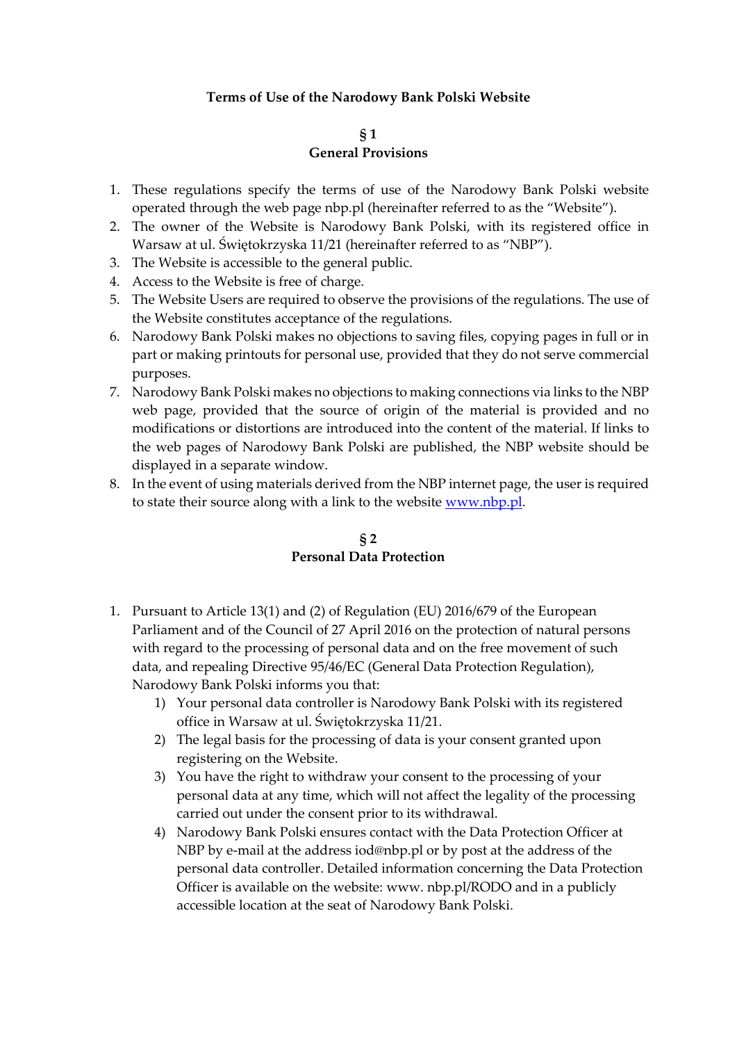# Terms of Use of the Narodowy Bank Polski Website

## § 1
## General Provisions

1. These regulations specify the terms of use of the Narodowy Bank Polski website operated through the web page nbp.pl (hereinafter referred to as the "Website").
2. The owner of the Website is Narodowy Bank Polski, with its registered office in Warsaw at ul. Świętokrzyska 11/21 (hereinafter referred to as "NBP").
3. The Website is accessible to the general public.
4. Access to the Website is free of charge.
5. The Website Users are required to observe the provisions of the regulations. The use of the Website constitutes acceptance of the regulations.
6. Narodowy Bank Polski makes no objections to saving files, copying pages in full or in part or making printouts for personal use, provided that they do not serve commercial purposes.
7. Narodowy Bank Polski makes no objections to making connections via links to the NBP web page, provided that the source of origin of the material is provided and no modifications or distortions are introduced into the content of the material. If links to the web pages of Narodowy Bank Polski are published, the NBP website should be displayed in a separate window.
8. In the event of using materials derived from the NBP internet page, the user is required to state their source along with a link to the website [www.nbp.pl](http://www.nbp.pl).

## § 2
## Personal Data Protection

1. Pursuant to Article 13(1) and (2) of Regulation (EU) 2016/679 of the European Parliament and of the Council of 27 April 2016 on the protection of natural persons with regard to the processing of personal data and on the free movement of such data, and repealing Directive 95/46/EC (General Data Protection Regulation), Narodowy Bank Polski informs you that:
   1) Your personal data controller is Narodowy Bank Polski with its registered office in Warsaw at ul. Świętokrzyska 11/21.
   2) The legal basis for the processing of data is your consent granted upon registering on the Website.
   3) You have the right to withdraw your consent to the processing of your personal data at any time, which will not affect the legality of the processing carried out under the consent prior to its withdrawal.
   4) Narodowy Bank Polski ensures contact with the Data Protection Officer at NBP by e-mail at the address iod@nbp.pl or by post at the address of the personal data controller. Detailed information concerning the Data Protection Officer is available on the website: www. nbp.pl/RODO and in a publicly accessible location at the seat of Narodowy Bank Polski.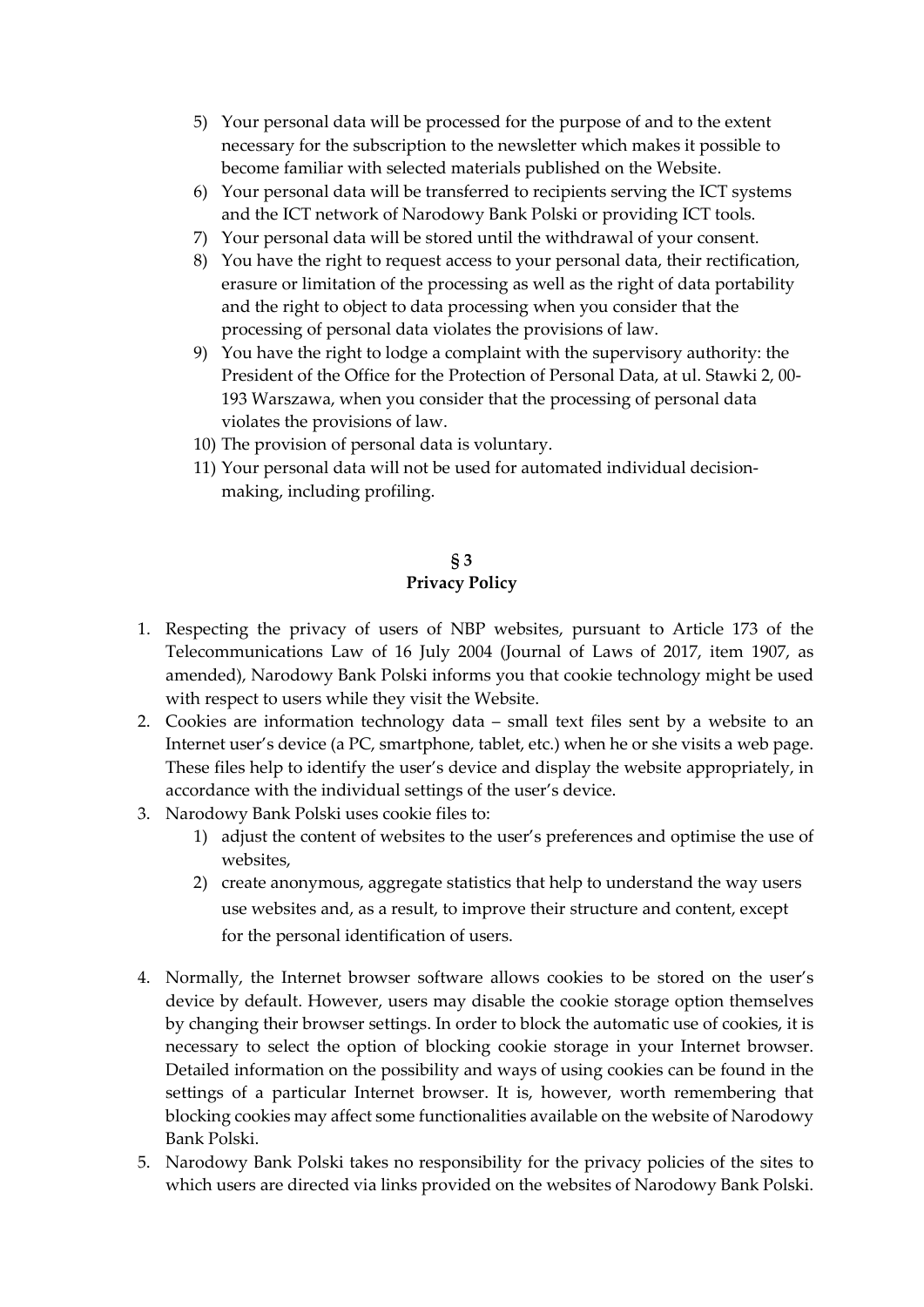5) Your personal data will be processed for the purpose of and to the extent necessary for the subscription to the newsletter which makes it possible to become familiar with selected materials published on the Website.
6) Your personal data will be transferred to recipients serving the ICT systems and the ICT network of Narodowy Bank Polski or providing ICT tools.
7) Your personal data will be stored until the withdrawal of your consent.
8) You have the right to request access to your personal data, their rectification, erasure or limitation of the processing as well as the right of data portability and the right to object to data processing when you consider that the processing of personal data violates the provisions of law.
9) You have the right to lodge a complaint with the supervisory authority: the President of the Office for the Protection of Personal Data, at ul. Stawki 2, 00-193 Warszawa, when you consider that the processing of personal data violates the provisions of law.
10) The provision of personal data is voluntary.
11) Your personal data will not be used for automated individual decision-making, including profiling.

## § 3
## Privacy Policy

1. Respecting the privacy of users of NBP websites, pursuant to Article 173 of the Telecommunications Law of 16 July 2004 (Journal of Laws of 2017, item 1907, as amended), Narodowy Bank Polski informs you that cookie technology might be used with respect to users while they visit the Website.
2. Cookies are information technology data – small text files sent by a website to an Internet user's device (a PC, smartphone, tablet, etc.) when he or she visits a web page. These files help to identify the user's device and display the website appropriately, in accordance with the individual settings of the user's device.
3. Narodowy Bank Polski uses cookie files to:
   1) adjust the content of websites to the user's preferences and optimise the use of websites,
   2) create anonymous, aggregate statistics that help to understand the way users use websites and, as a result, to improve their structure and content, except for the personal identification of users.
4. Normally, the Internet browser software allows cookies to be stored on the user's device by default. However, users may disable the cookie storage option themselves by changing their browser settings. In order to block the automatic use of cookies, it is necessary to select the option of blocking cookie storage in your Internet browser. Detailed information on the possibility and ways of using cookies can be found in the settings of a particular Internet browser. It is, however, worth remembering that blocking cookies may affect some functionalities available on the website of Narodowy Bank Polski.
5. Narodowy Bank Polski takes no responsibility for the privacy policies of the sites to which users are directed via links provided on the websites of Narodowy Bank Polski.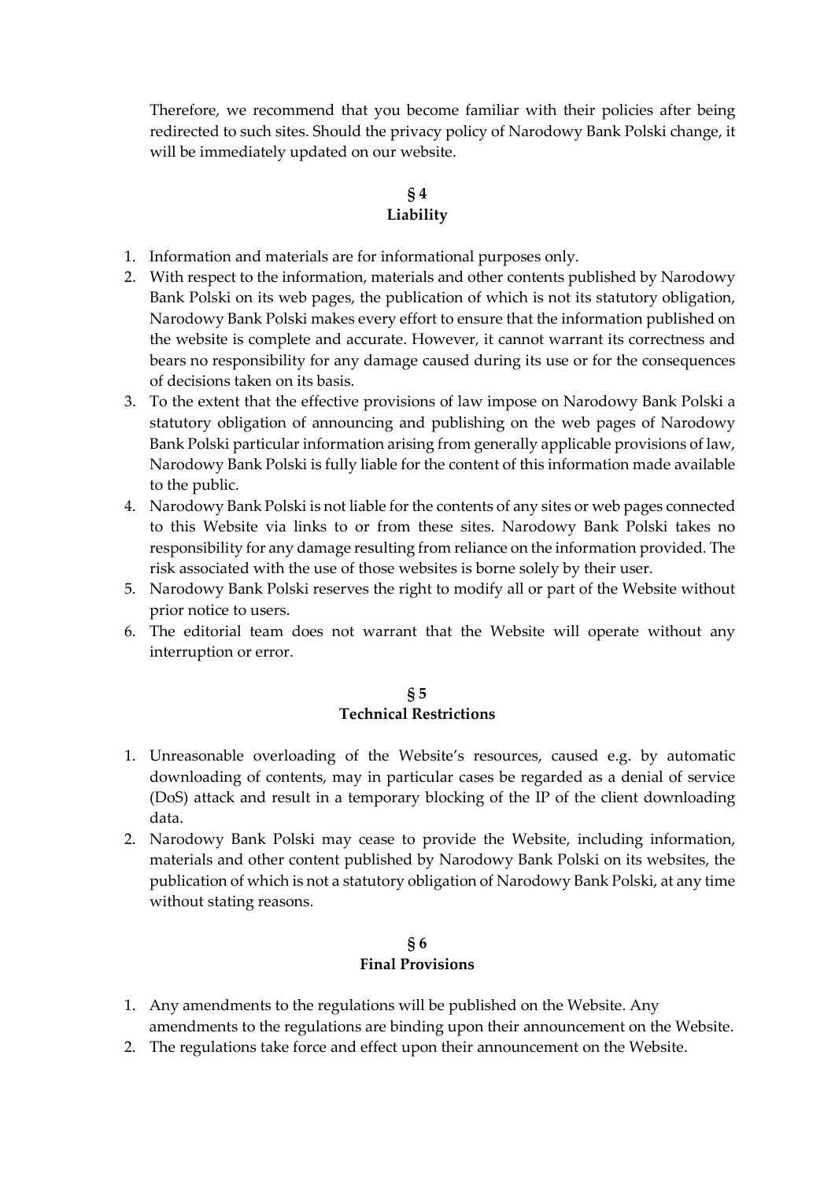Therefore, we recommend that you become familiar with their policies after being redirected to such sites. Should the privacy policy of Narodowy Bank Polski change, it will be immediately updated on our website.

## § 4
## Liability

1. Information and materials are for informational purposes only.
2. With respect to the information, materials and other contents published by Narodowy Bank Polski on its web pages, the publication of which is not its statutory obligation, Narodowy Bank Polski makes every effort to ensure that the information published on the website is complete and accurate. However, it cannot warrant its correctness and bears no responsibility for any damage caused during its use or for the consequences of decisions taken on its basis.
3. To the extent that the effective provisions of law impose on Narodowy Bank Polski a statutory obligation of announcing and publishing on the web pages of Narodowy Bank Polski particular information arising from generally applicable provisions of law, Narodowy Bank Polski is fully liable for the content of this information made available to the public.
4. Narodowy Bank Polski is not liable for the contents of any sites or web pages connected to this Website via links to or from these sites. Narodowy Bank Polski takes no responsibility for any damage resulting from reliance on the information provided. The risk associated with the use of those websites is borne solely by their user.
5. Narodowy Bank Polski reserves the right to modify all or part of the Website without prior notice to users.
6. The editorial team does not warrant that the Website will operate without any interruption or error.

## § 5
## Technical Restrictions

1. Unreasonable overloading of the Website's resources, caused e.g. by automatic downloading of contents, may in particular cases be regarded as a denial of service (DoS) attack and result in a temporary blocking of the IP of the client downloading data.
2. Narodowy Bank Polski may cease to provide the Website, including information, materials and other content published by Narodowy Bank Polski on its websites, the publication of which is not a statutory obligation of Narodowy Bank Polski, at any time without stating reasons.

## § 6
## Final Provisions

1. Any amendments to the regulations will be published on the Website. Any amendments to the regulations are binding upon their announcement on the Website.
2. The regulations take force and effect upon their announcement on the Website.